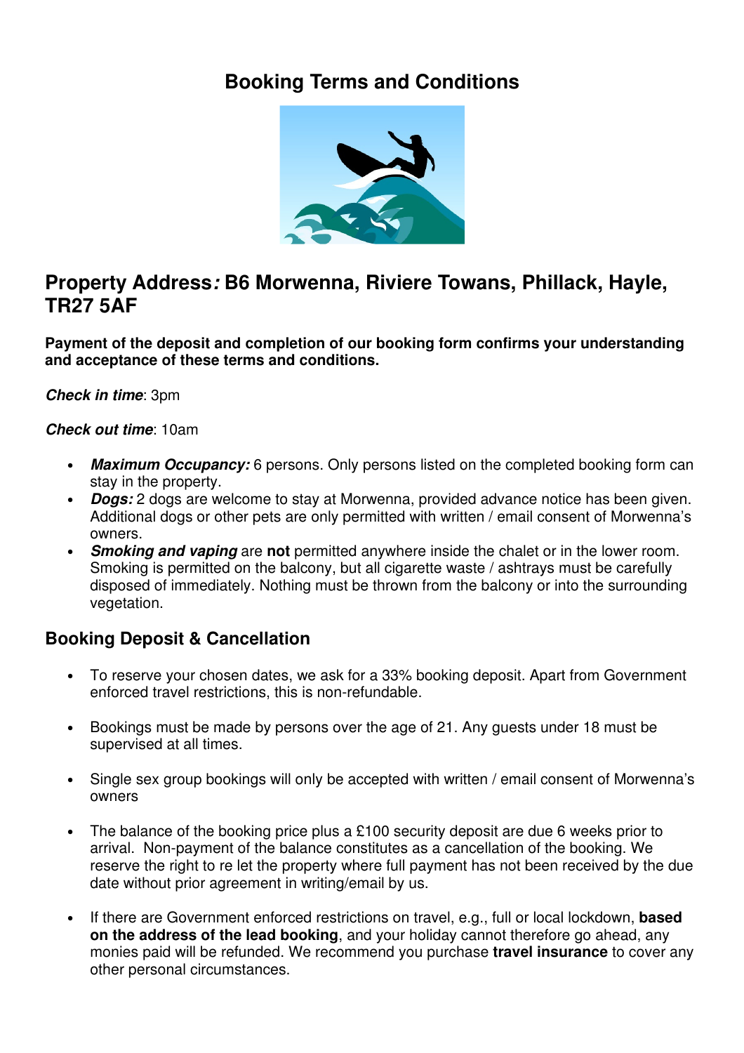# Booking Terms and Conditions

## Property Address: B6 Morwenna, Riviere Towans, Phillack, Hayle, TR27 5AF

**Payment of the deposit and completion of our booking form confirms your understanding and acceptance of these terms and conditions.**

***Check in time***: 3pm

***Check out time***: 10am

- ***Maximum Occupancy:*** 6 persons. Only persons listed on the completed booking form can stay in the property.
- ***Dogs:*** 2 dogs are welcome to stay at Morwenna, provided advance notice has been given. Additional dogs or other pets are only permitted with written / email consent of Morwenna's owners.
- ***Smoking and vaping*** are **not** permitted anywhere inside the chalet or in the lower room. Smoking is permitted on the balcony, but all cigarette waste / ashtrays must be carefully disposed of immediately. Nothing must be thrown from the balcony or into the surrounding vegetation.

### Booking Deposit & Cancellation

- To reserve your chosen dates, we ask for a 33% booking deposit. Apart from Government enforced travel restrictions, this is non-refundable.

- Bookings must be made by persons over the age of 21. Any guests under 18 must be supervised at all times.

- Single sex group bookings will only be accepted with written / email consent of Morwenna's owners

- The balance of the booking price plus a £100 security deposit are due 6 weeks prior to arrival. Non-payment of the balance constitutes as a cancellation of the booking. We reserve the right to re let the property where full payment has not been received by the due date without prior agreement in writing/email by us.

- If there are Government enforced restrictions on travel, e.g., full or local lockdown, **based on the address of the lead booking**, and your holiday cannot therefore go ahead, any monies paid will be refunded. We recommend you purchase **travel insurance** to cover any other personal circumstances.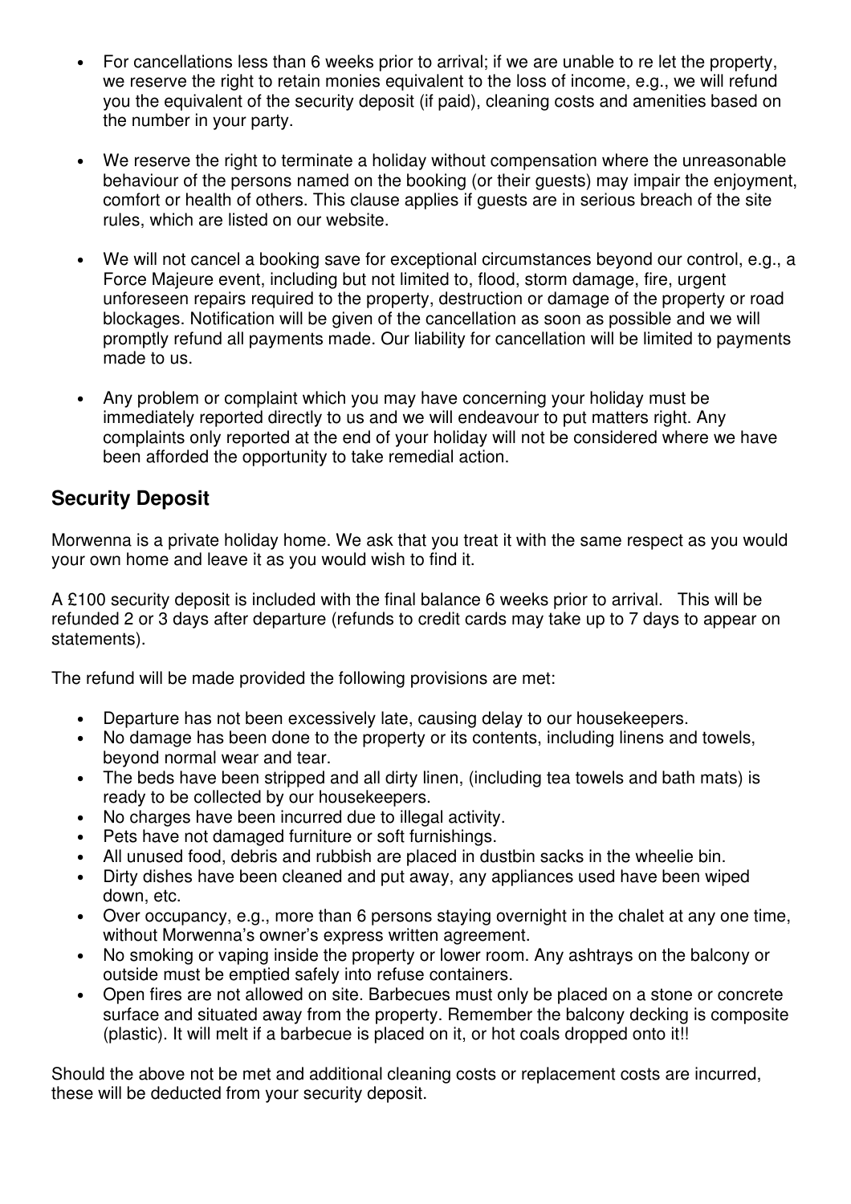- For cancellations less than 6 weeks prior to arrival; if we are unable to re let the property, we reserve the right to retain monies equivalent to the loss of income, e.g., we will refund you the equivalent of the security deposit (if paid), cleaning costs and amenities based on the number in your party.
- We reserve the right to terminate a holiday without compensation where the unreasonable behaviour of the persons named on the booking (or their guests) may impair the enjoyment, comfort or health of others. This clause applies if guests are in serious breach of the site rules, which are listed on our website.
- We will not cancel a booking save for exceptional circumstances beyond our control, e.g., a Force Majeure event, including but not limited to, flood, storm damage, fire, urgent unforeseen repairs required to the property, destruction or damage of the property or road blockages. Notification will be given of the cancellation as soon as possible and we will promptly refund all payments made. Our liability for cancellation will be limited to payments made to us.
- Any problem or complaint which you may have concerning your holiday must be immediately reported directly to us and we will endeavour to put matters right. Any complaints only reported at the end of your holiday will not be considered where we have been afforded the opportunity to take remedial action.

## Security Deposit

Morwenna is a private holiday home. We ask that you treat it with the same respect as you would your own home and leave it as you would wish to find it.

A £100 security deposit is included with the final balance 6 weeks prior to arrival. This will be refunded 2 or 3 days after departure (refunds to credit cards may take up to 7 days to appear on statements).

The refund will be made provided the following provisions are met:

- Departure has not been excessively late, causing delay to our housekeepers.
- No damage has been done to the property or its contents, including linens and towels, beyond normal wear and tear.
- The beds have been stripped and all dirty linen, (including tea towels and bath mats) is ready to be collected by our housekeepers.
- No charges have been incurred due to illegal activity.
- Pets have not damaged furniture or soft furnishings.
- All unused food, debris and rubbish are placed in dustbin sacks in the wheelie bin.
- Dirty dishes have been cleaned and put away, any appliances used have been wiped down, etc.
- Over occupancy, e.g., more than 6 persons staying overnight in the chalet at any one time, without Morwenna's owner's express written agreement.
- No smoking or vaping inside the property or lower room. Any ashtrays on the balcony or outside must be emptied safely into refuse containers.
- Open fires are not allowed on site. Barbecues must only be placed on a stone or concrete surface and situated away from the property. Remember the balcony decking is composite (plastic). It will melt if a barbecue is placed on it, or hot coals dropped onto it!!

Should the above not be met and additional cleaning costs or replacement costs are incurred, these will be deducted from your security deposit.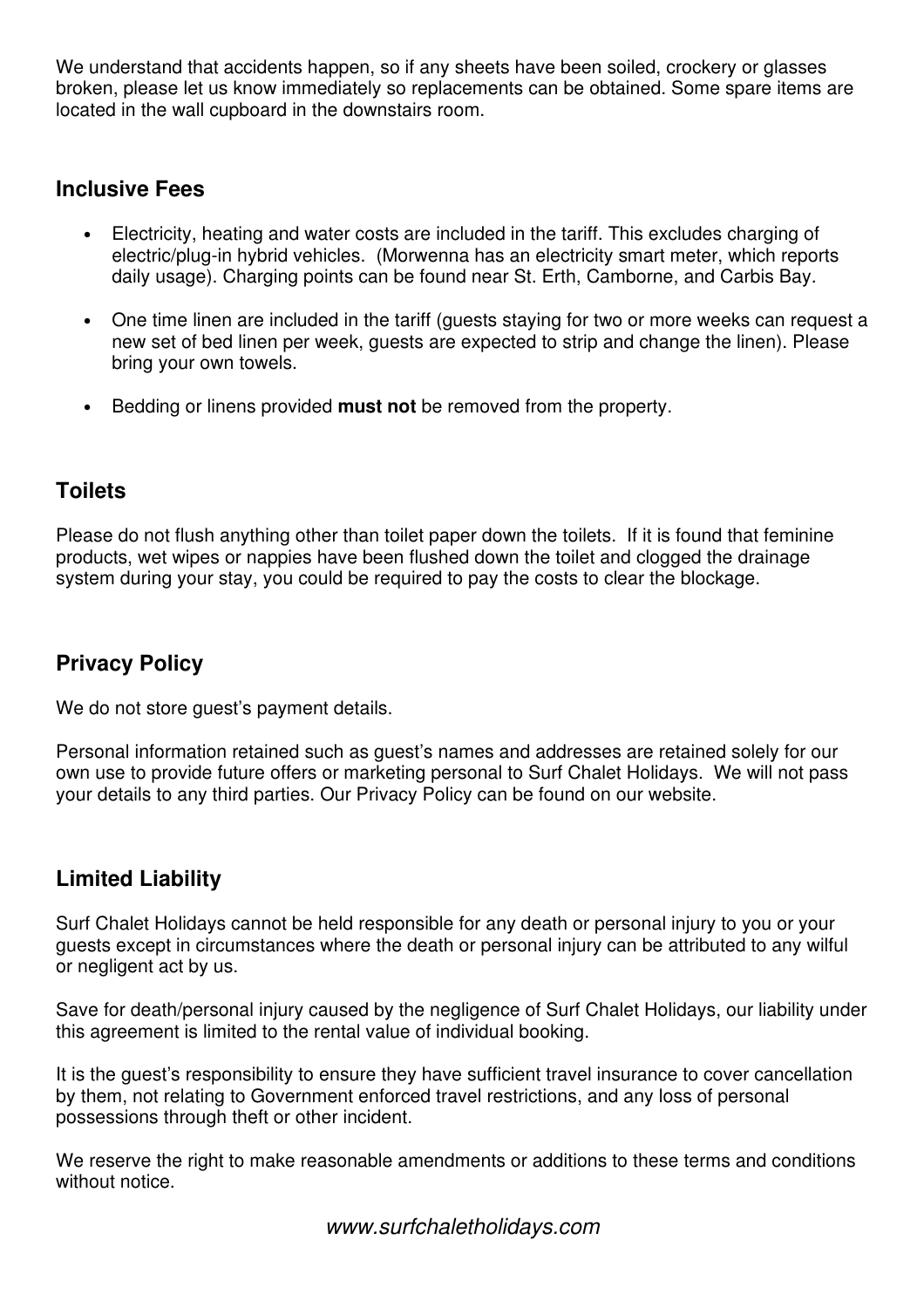We understand that accidents happen, so if any sheets have been soiled, crockery or glasses broken, please let us know immediately so replacements can be obtained. Some spare items are located in the wall cupboard in the downstairs room.

## Inclusive Fees

- Electricity, heating and water costs are included in the tariff. This excludes charging of electric/plug-in hybrid vehicles. (Morwenna has an electricity smart meter, which reports daily usage). Charging points can be found near St. Erth, Camborne, and Carbis Bay.
- One time linen are included in the tariff (guests staying for two or more weeks can request a new set of bed linen per week, guests are expected to strip and change the linen). Please bring your own towels.
- Bedding or linens provided **must not** be removed from the property.

## Toilets

Please do not flush anything other than toilet paper down the toilets. If it is found that feminine products, wet wipes or nappies have been flushed down the toilet and clogged the drainage system during your stay, you could be required to pay the costs to clear the blockage.

## Privacy Policy

We do not store guest's payment details.

Personal information retained such as guest's names and addresses are retained solely for our own use to provide future offers or marketing personal to Surf Chalet Holidays. We will not pass your details to any third parties. Our Privacy Policy can be found on our website.

## Limited Liability

Surf Chalet Holidays cannot be held responsible for any death or personal injury to you or your guests except in circumstances where the death or personal injury can be attributed to any wilful or negligent act by us.

Save for death/personal injury caused by the negligence of Surf Chalet Holidays, our liability under this agreement is limited to the rental value of individual booking.

It is the guest's responsibility to ensure they have sufficient travel insurance to cover cancellation by them, not relating to Government enforced travel restrictions, and any loss of personal possessions through theft or other incident.

We reserve the right to make reasonable amendments or additions to these terms and conditions without notice.

*www.surfchaletholidays.com*